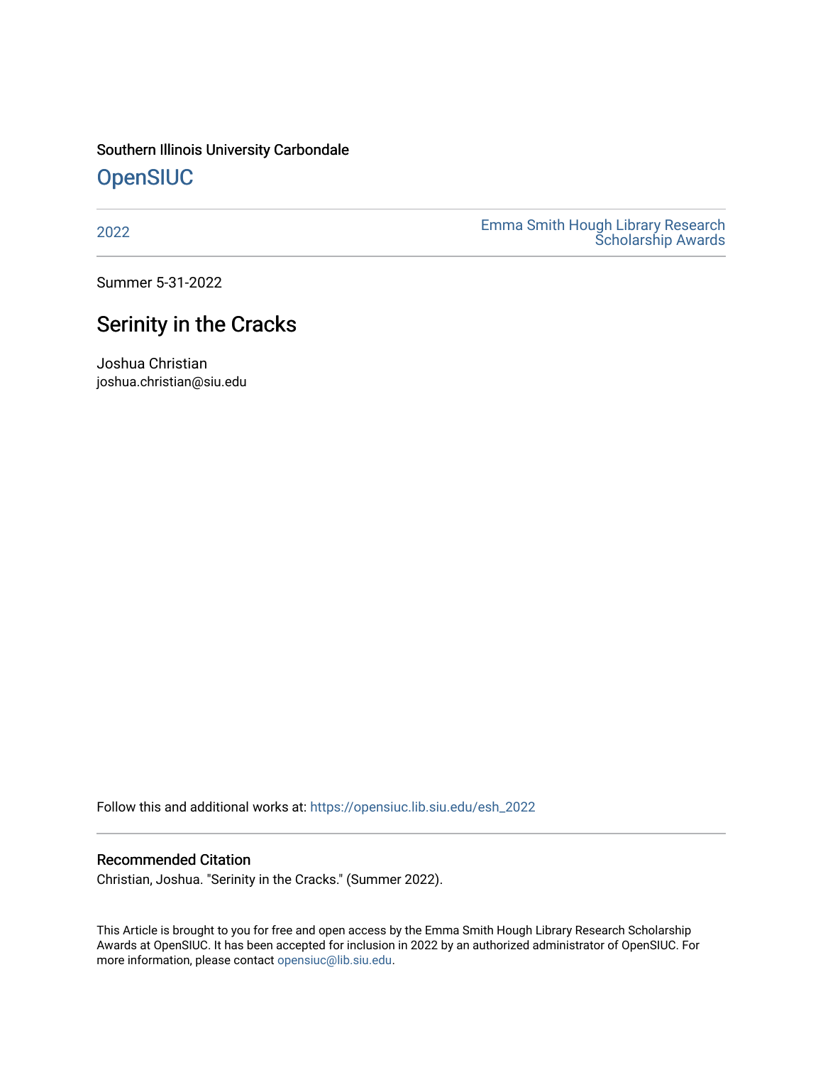Southern Illinois University Carbondale

OpenSIUC

2022

Emma Smith Hough Library Research Scholarship Awards

Summer 5-31-2022

# Serinity in the Cracks

Joshua Christian
joshua.christian@siu.edu

Follow this and additional works at: https://opensiuc.lib.siu.edu/esh_2022

## Recommended Citation

Christian, Joshua. "Serinity in the Cracks." (Summer 2022).

This Article is brought to you for free and open access by the Emma Smith Hough Library Research Scholarship Awards at OpenSIUC. It has been accepted for inclusion in 2022 by an authorized administrator of OpenSIUC. For more information, please contact opensiuc@lib.siu.edu.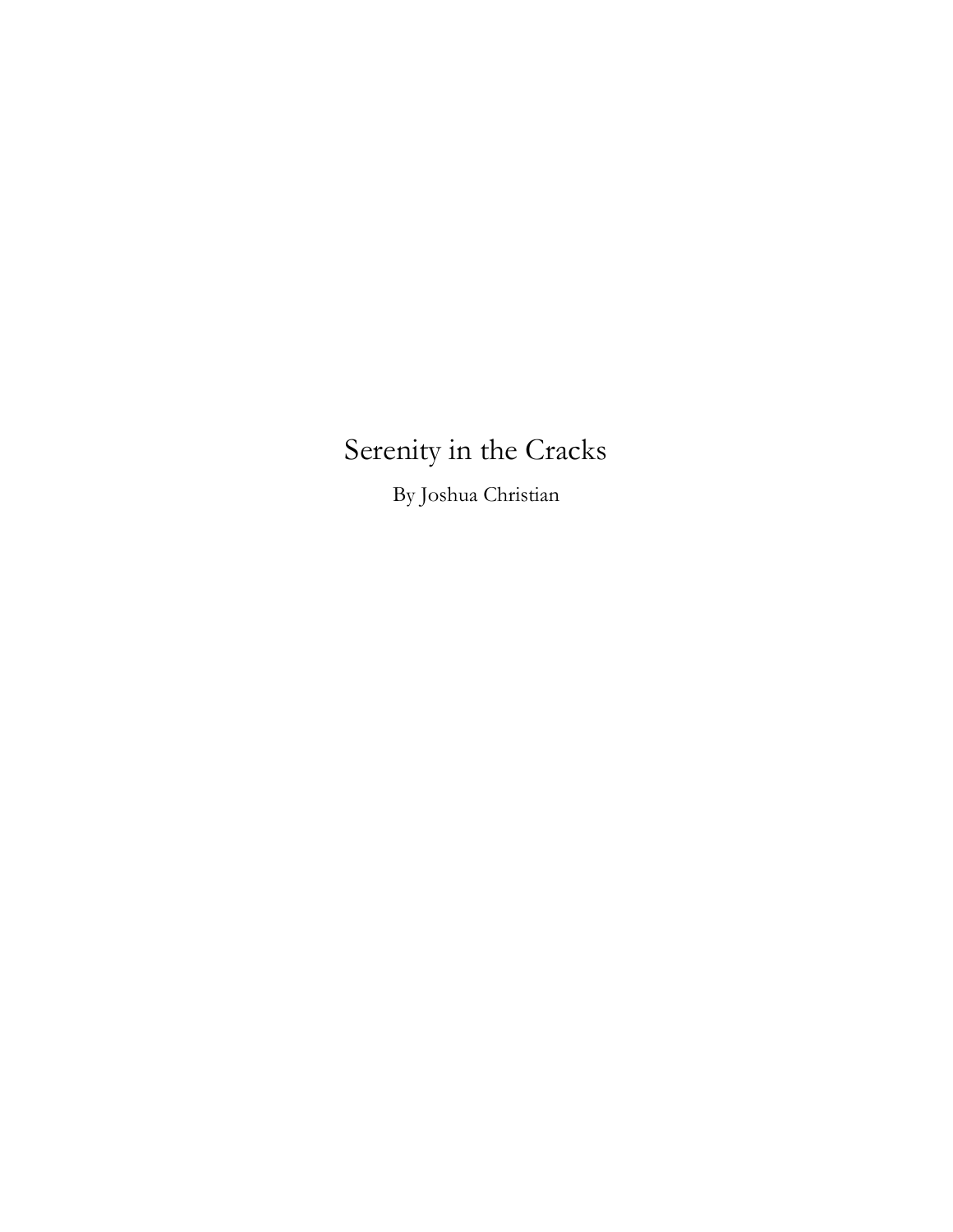# Serenity in the Cracks

By Joshua Christian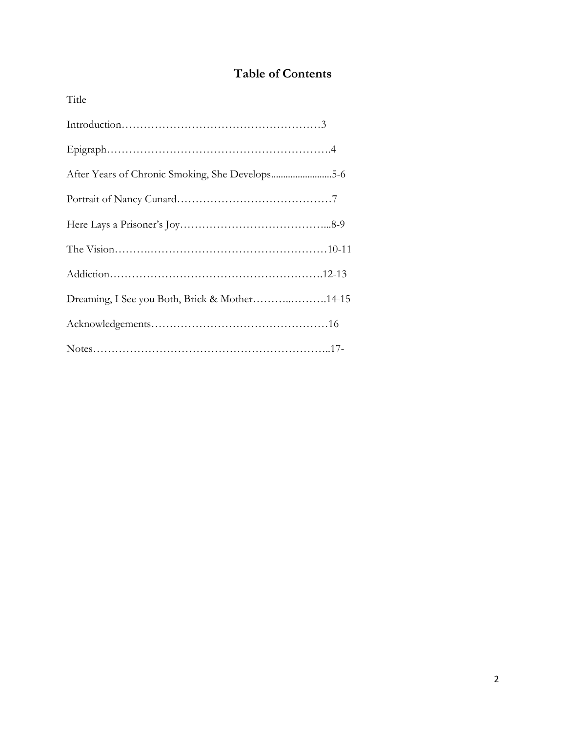# Table of Contents

Title

Introduction……………………………………………3

Epigraph…………………………………………………….4

After Years of Chronic Smoking, She Develops.........................5-6

Portrait of Nancy Cunard……………………………………7

Here Lays a Prisoner's Joy…………………………………...8-9

The Vision……….……………………………………10-11

Addiction………………………………………………….12-13

Dreaming, I See you Both, Brick & Mother………..……….14-15

Acknowledgements…………………………………………16

Notes……………………………………………………..17-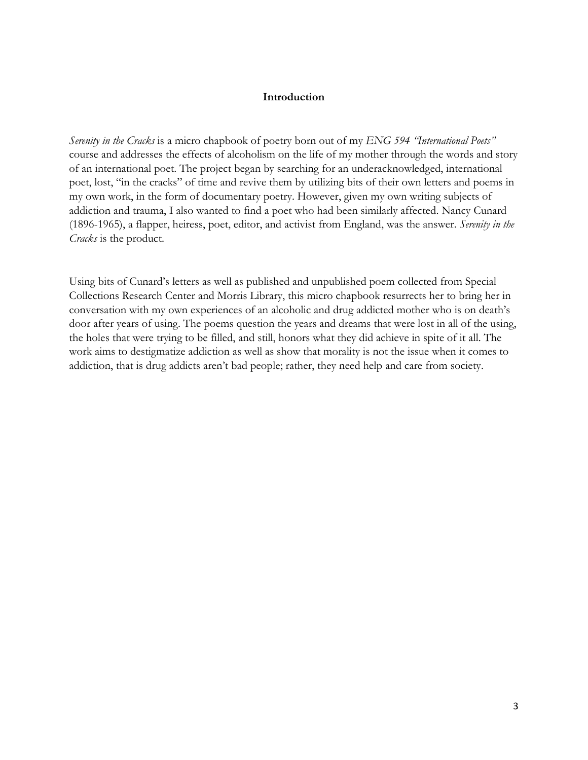## Introduction

*Serenity in the Cracks* is a micro chapbook of poetry born out of my *ENG 594 "International Poets"* course and addresses the effects of alcoholism on the life of my mother through the words and story of an international poet. The project began by searching for an underacknowledged, international poet, lost, "in the cracks" of time and revive them by utilizing bits of their own letters and poems in my own work, in the form of documentary poetry. However, given my own writing subjects of addiction and trauma, I also wanted to find a poet who had been similarly affected. Nancy Cunard (1896-1965), a flapper, heiress, poet, editor, and activist from England, was the answer. *Serenity in the Cracks* is the product.

Using bits of Cunard's letters as well as published and unpublished poem collected from Special Collections Research Center and Morris Library, this micro chapbook resurrects her to bring her in conversation with my own experiences of an alcoholic and drug addicted mother who is on death's door after years of using. The poems question the years and dreams that were lost in all of the using, the holes that were trying to be filled, and still, honors what they did achieve in spite of it all. The work aims to destigmatize addiction as well as show that morality is not the issue when it comes to addiction, that is drug addicts aren't bad people; rather, they need help and care from society.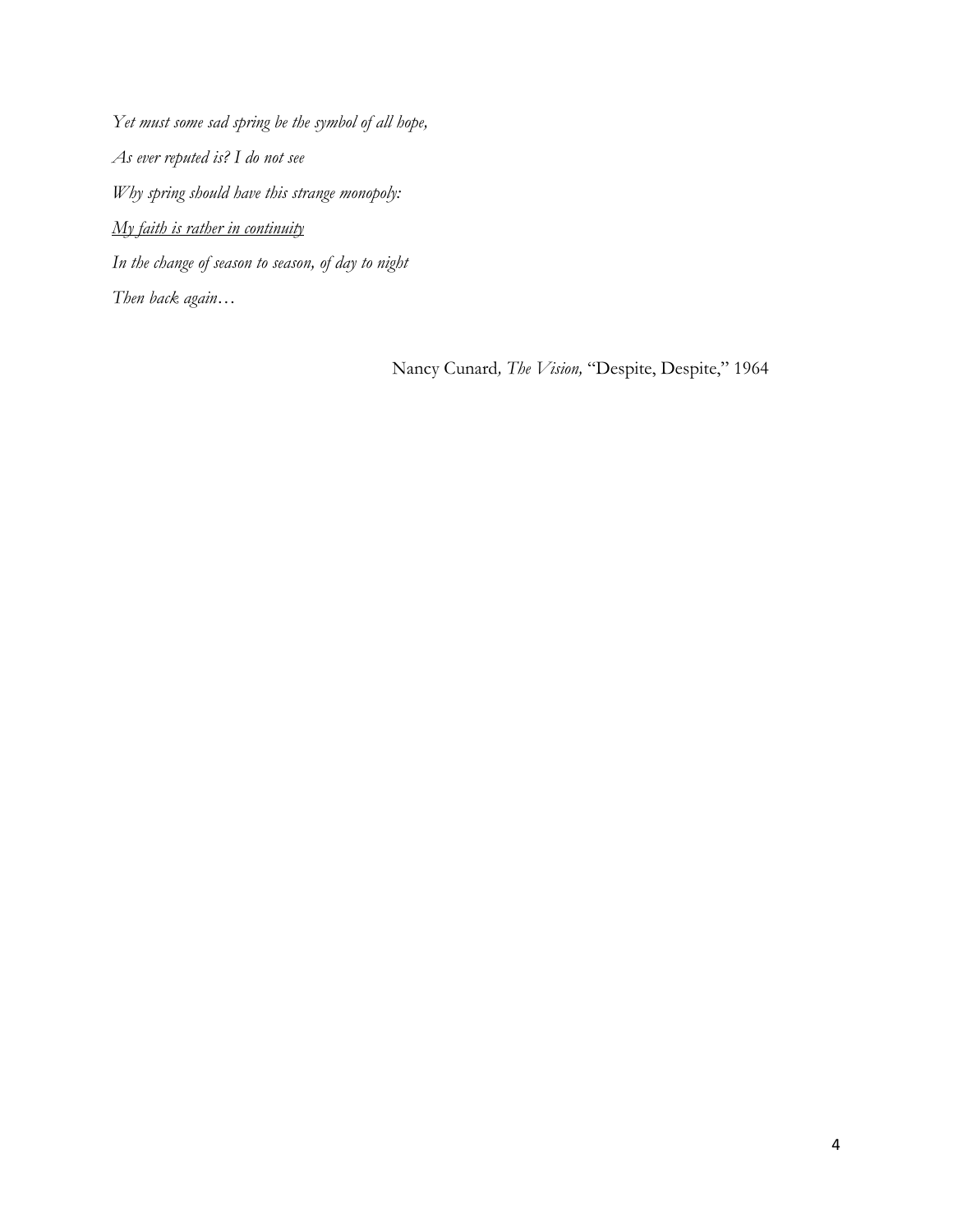*Yet must some sad spring be the symbol of all hope,*

*As ever reputed is? I do not see*

*Why spring should have this strange monopoly:*

<u>*My faith is rather in continuity*</u>

*In the change of season to season, of day to night*

*Then back again…*

Nancy Cunard, *The Vision,* "Despite, Despite," 1964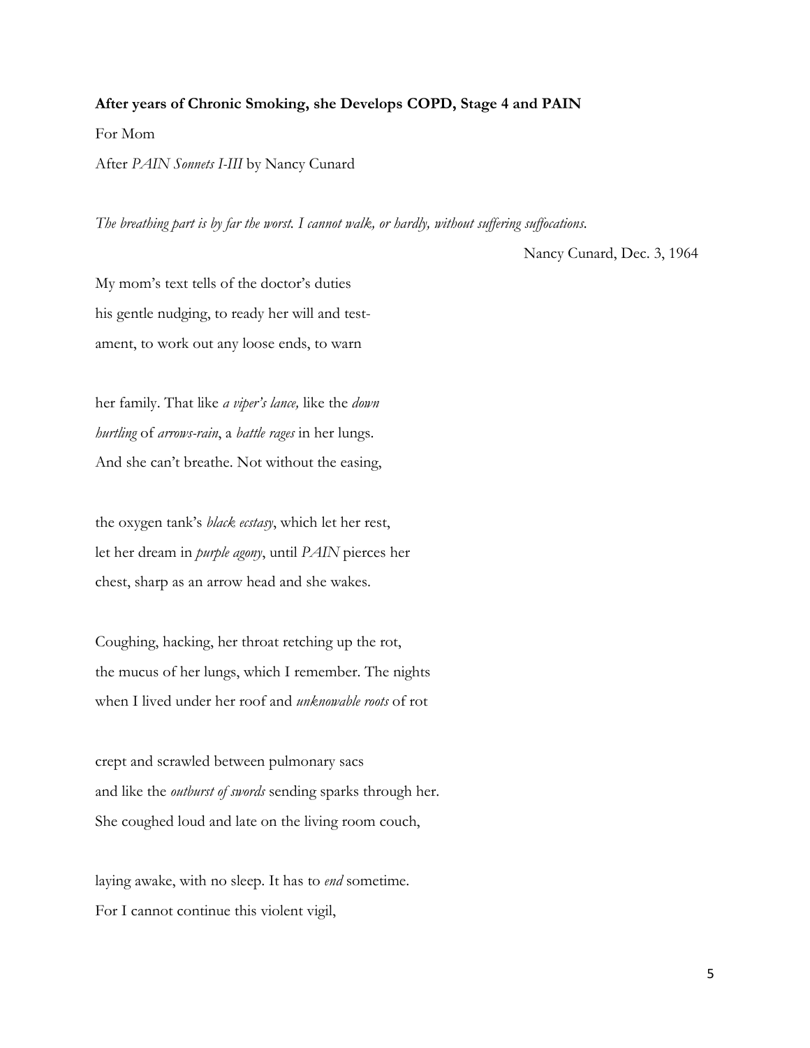**After years of Chronic Smoking, she Develops COPD, Stage 4 and PAIN**

For Mom

After *PAIN Sonnets I-III* by Nancy Cunard

*The breathing part is by far the worst. I cannot walk, or hardly, without suffering suffocations.*

Nancy Cunard, Dec. 3, 1964

My mom's text tells of the doctor's duties  
his gentle nudging, to ready her will and test-  
ament, to work out any loose ends, to warn

her family. That like *a viper's lance,* like the *down*  
*hurtling* of *arrows-rain*, a *battle rages* in her lungs.  
And she can't breathe. Not without the easing,

the oxygen tank's *black ecstasy*, which let her rest,  
let her dream in *purple agony*, until *PAIN* pierces her  
chest, sharp as an arrow head and she wakes.

Coughing, hacking, her throat retching up the rot,  
the mucus of her lungs, which I remember. The nights  
when I lived under her roof and *unknowable roots* of rot

crept and scrawled between pulmonary sacs  
and like the *outburst of swords* sending sparks through her.  
She coughed loud and late on the living room couch,

laying awake, with no sleep. It has to *end* sometime.  
For I cannot continue this violent vigil,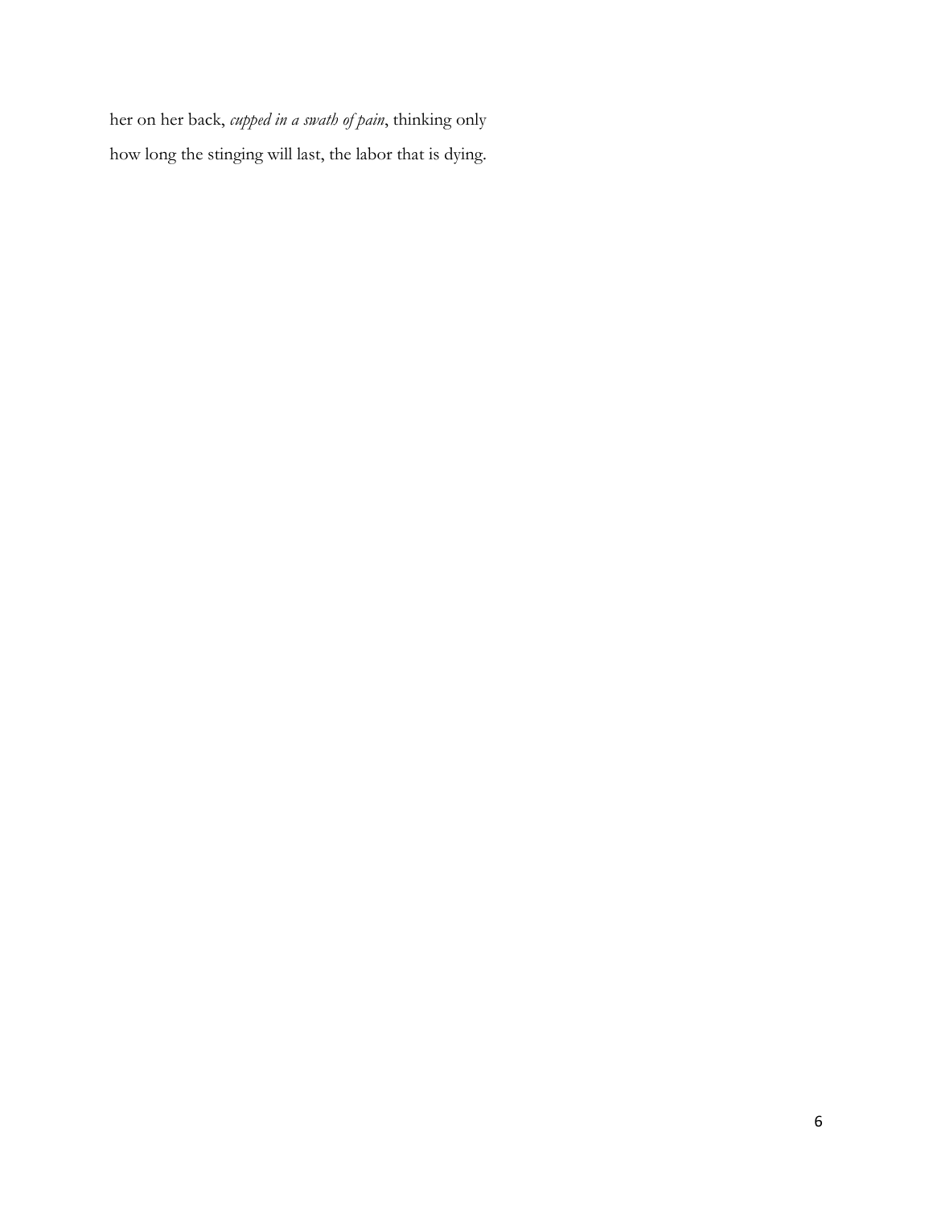her on her back, *cupped in a swath of pain*, thinking only

how long the stinging will last, the labor that is dying.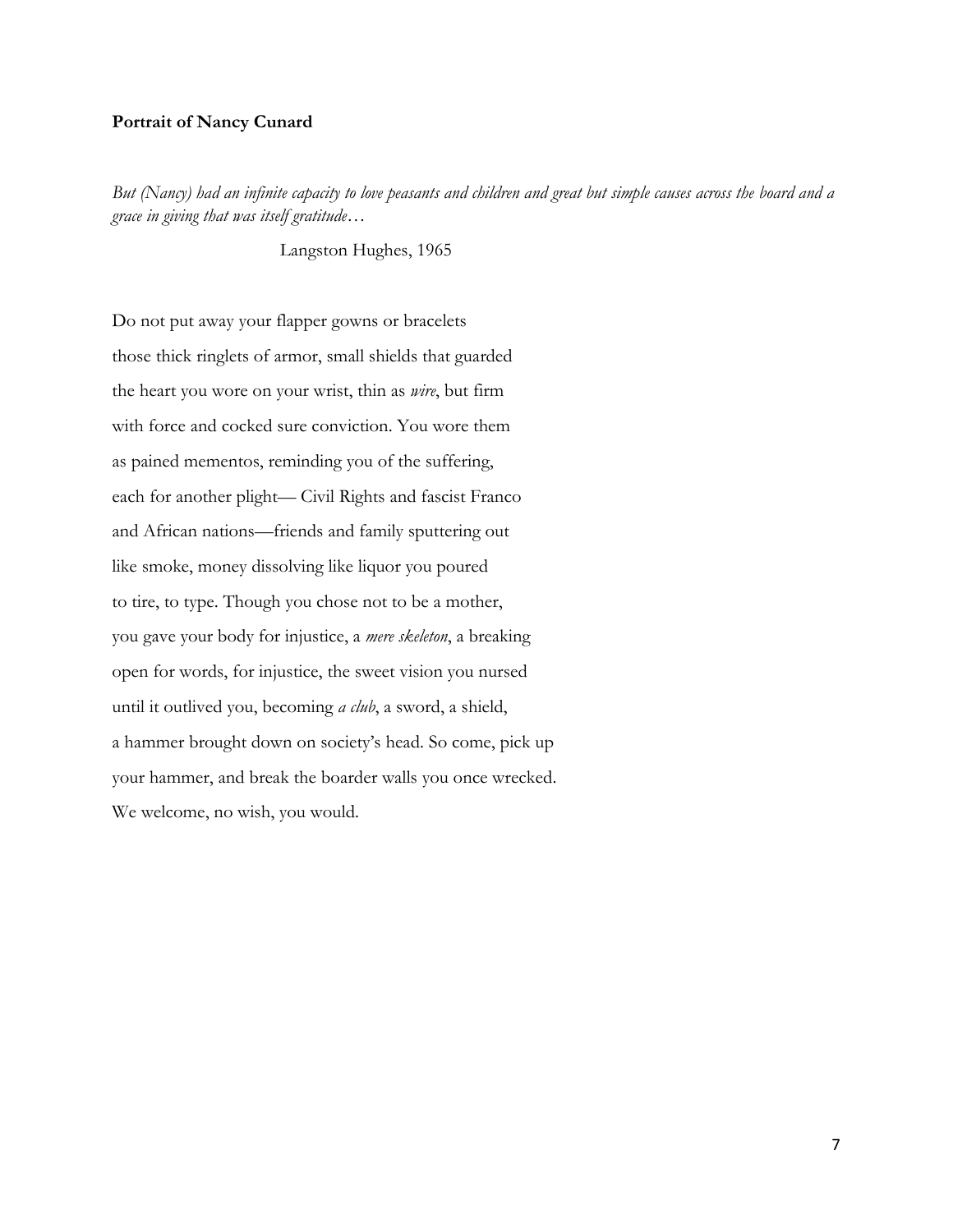**Portrait of Nancy Cunard**

*But (Nancy) had an infinite capacity to love peasants and children and great but simple causes across the board and a grace in giving that was itself gratitude…*

Langston Hughes, 1965

Do not put away your flapper gowns or bracelets  
those thick ringlets of armor, small shields that guarded  
the heart you wore on your wrist, thin as *wire*, but firm  
with force and cocked sure conviction. You wore them  
as pained mementos, reminding you of the suffering,  
each for another plight— Civil Rights and fascist Franco  
and African nations—friends and family sputtering out  
like smoke, money dissolving like liquor you poured  
to tire, to type. Though you chose not to be a mother,  
you gave your body for injustice, a *mere skeleton*, a breaking  
open for words, for injustice, the sweet vision you nursed  
until it outlived you, becoming *a club*, a sword, a shield,  
a hammer brought down on society's head. So come, pick up  
your hammer, and break the boarder walls you once wrecked.  
We welcome, no wish, you would.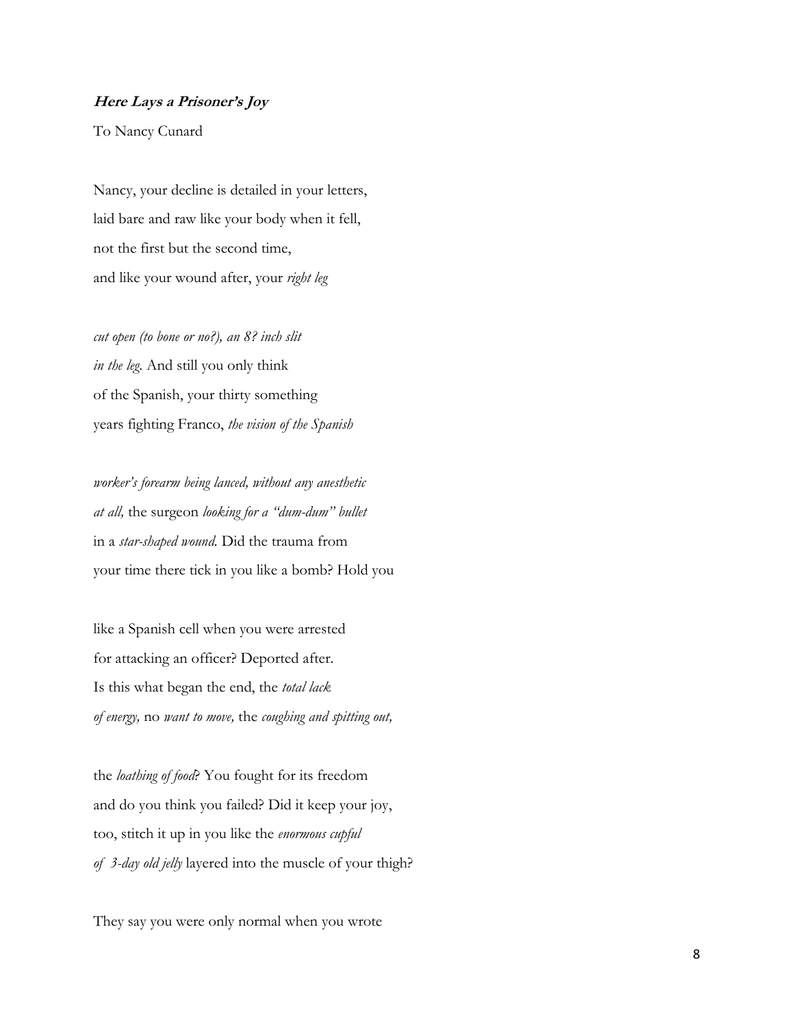**_Here Lays a Prisoner's Joy_**

To Nancy Cunard

Nancy, your decline is detailed in your letters,  
laid bare and raw like your body when it fell,  
not the first but the second time,  
and like your wound after, your *right leg*

*cut open (to bone or no?), an 8? inch slit*  
*in the leg*. And still you only think  
of the Spanish, your thirty something  
years fighting Franco, *the vision of the Spanish*

*worker's forearm being lanced, without any anesthetic*  
*at all,* the surgeon *looking for a "dum-dum" bullet*  
in a *star-shaped wound*. Did the trauma from  
your time there tick in you like a bomb? Hold you

like a Spanish cell when you were arrested  
for attacking an officer? Deported after.  
Is this what began the end, the *total lack*  
*of energy,* no *want to move,* the *coughing and spitting out,*

the *loathing of food*? You fought for its freedom  
and do you think you failed? Did it keep your joy,  
too, stitch it up in you like the *enormous cupful*  
*of 3-day old jelly* layered into the muscle of your thigh?

They say you were only normal when you wrote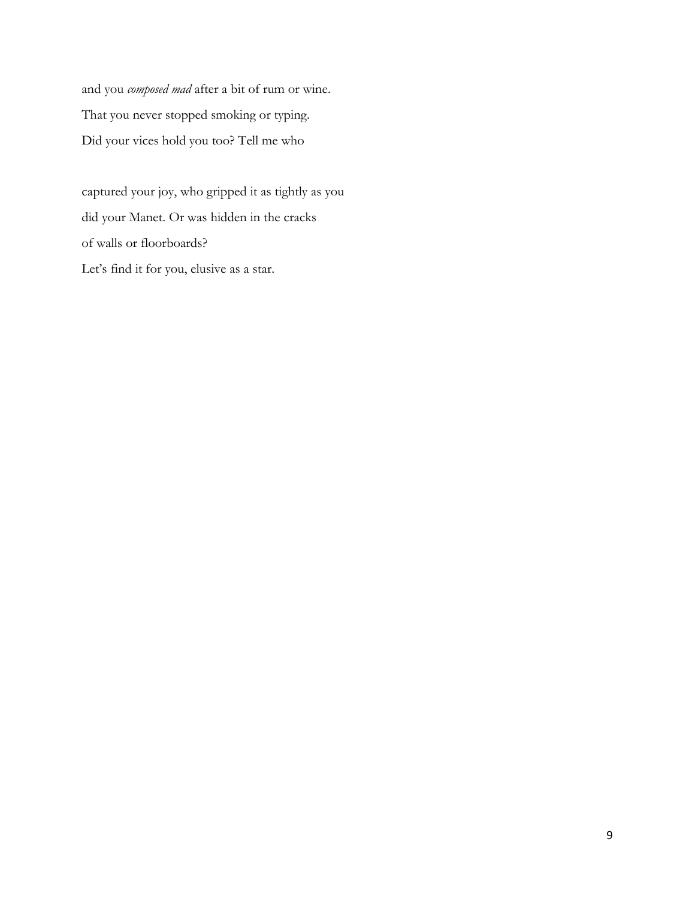and you *composed mad* after a bit of rum or wine.  
That you never stopped smoking or typing.  
Did your vices hold you too? Tell me who

captured your joy, who gripped it as tightly as you  
did your Manet. Or was hidden in the cracks  
of walls or floorboards?  
Let's find it for you, elusive as a star.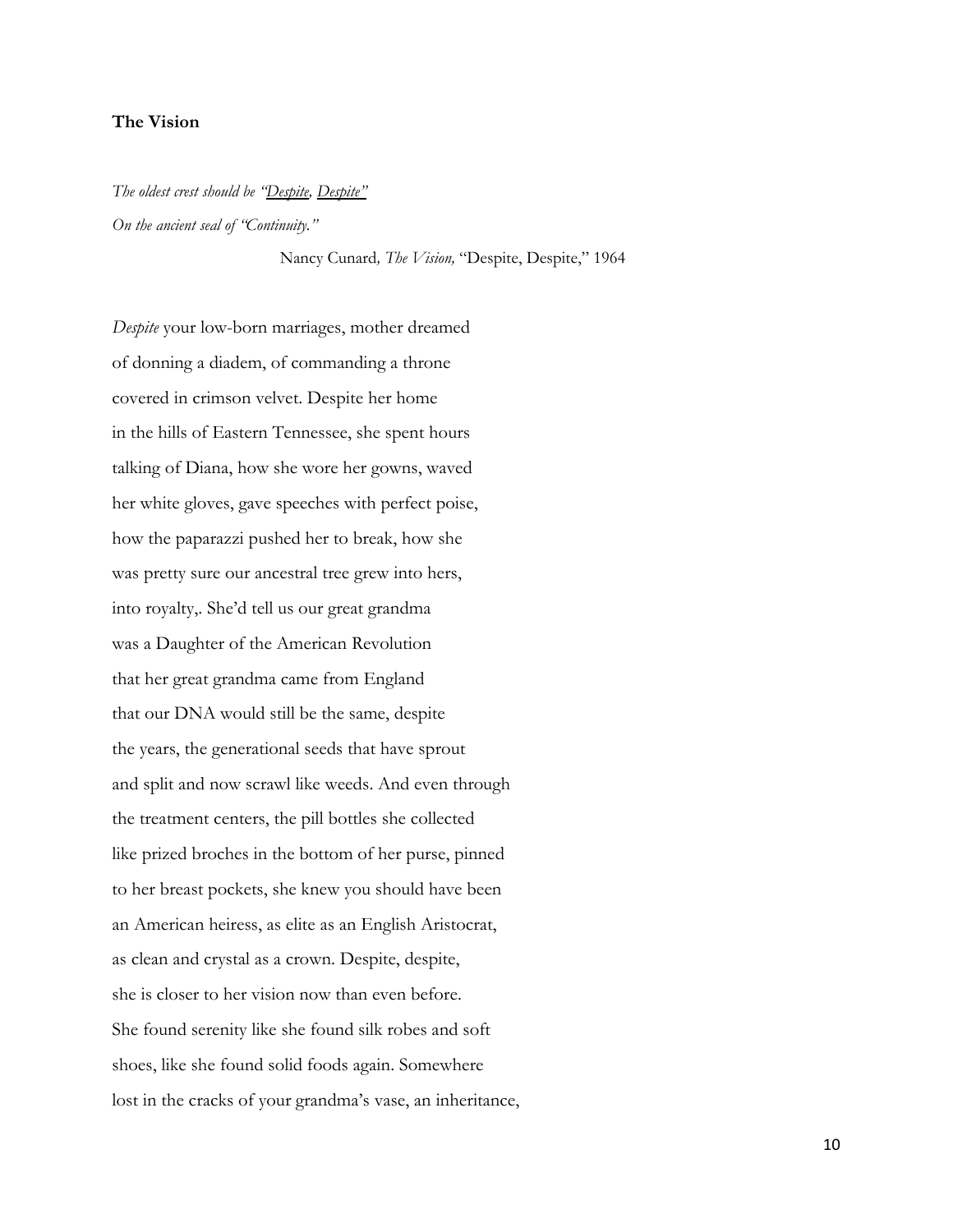**The Vision**

*The oldest crest should be "<u>Despite</u>, <u>Despite</u>"*
*On the ancient seal of "Continuity."*

Nancy Cunard*, The Vision,* "Despite, Despite," 1964

*Despite* your low-born marriages, mother dreamed
of donning a diadem, of commanding a throne
covered in crimson velvet. Despite her home
in the hills of Eastern Tennessee, she spent hours
talking of Diana, how she wore her gowns, waved
her white gloves, gave speeches with perfect poise,
how the paparazzi pushed her to break, how she
was pretty sure our ancestral tree grew into hers,
into royalty,. She'd tell us our great grandma
was a Daughter of the American Revolution
that her great grandma came from England
that our DNA would still be the same, despite
the years, the generational seeds that have sprout
and split and now scrawl like weeds. And even through
the treatment centers, the pill bottles she collected
like prized broches in the bottom of her purse, pinned
to her breast pockets, she knew you should have been
an American heiress, as elite as an English Aristocrat,
as clean and crystal as a crown. Despite, despite,
she is closer to her vision now than even before.
She found serenity like she found silk robes and soft
shoes, like she found solid foods again. Somewhere
lost in the cracks of your grandma's vase, an inheritance,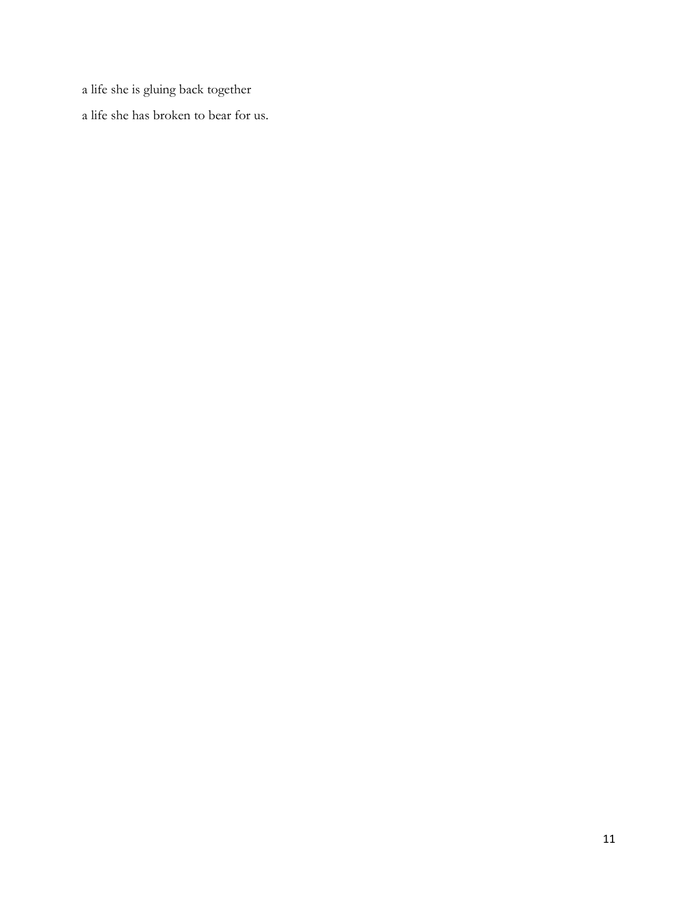a life she is gluing back together

a life she has broken to bear for us.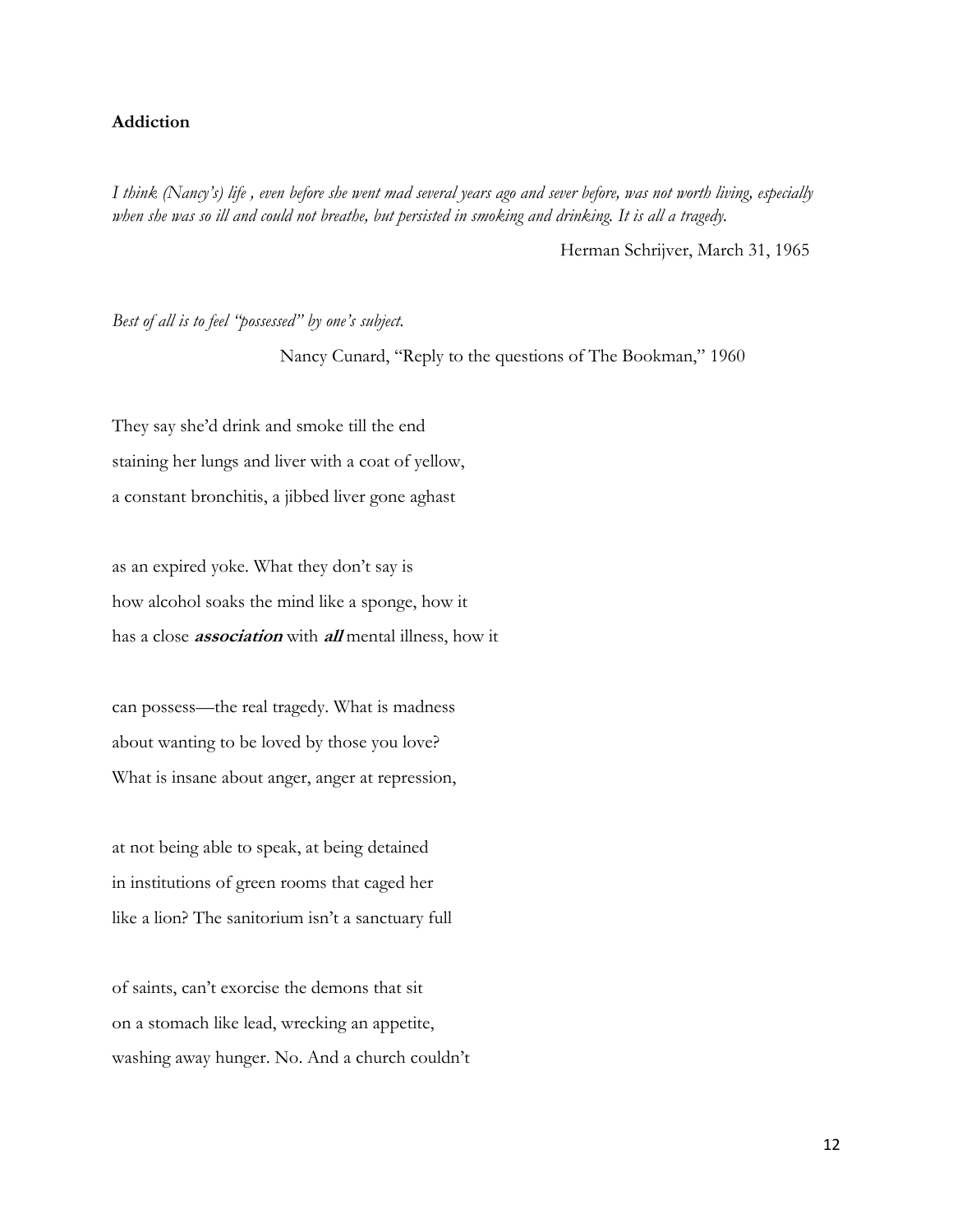**Addiction**

*I think (Nancy's) life , even before she went mad several years ago and sever before, was not worth living, especially when she was so ill and could not breathe, but persisted in smoking and drinking. It is all a tragedy.*

Herman Schrijver, March 31, 1965

*Best of all is to feel "possessed" by one's subject.*

Nancy Cunard, "Reply to the questions of The Bookman," 1960

They say she'd drink and smoke till the end  
staining her lungs and liver with a coat of yellow,  
a constant bronchitis, a jibbed liver gone aghast

as an expired yoke. What they don't say is  
how alcohol soaks the mind like a sponge, how it  
has a close ***association*** with ***all*** mental illness, how it

can possess—the real tragedy. What is madness  
about wanting to be loved by those you love?  
What is insane about anger, anger at repression,

at not being able to speak, at being detained  
in institutions of green rooms that caged her  
like a lion? The sanitorium isn't a sanctuary full

of saints, can't exorcise the demons that sit  
on a stomach like lead, wrecking an appetite,  
washing away hunger. No. And a church couldn't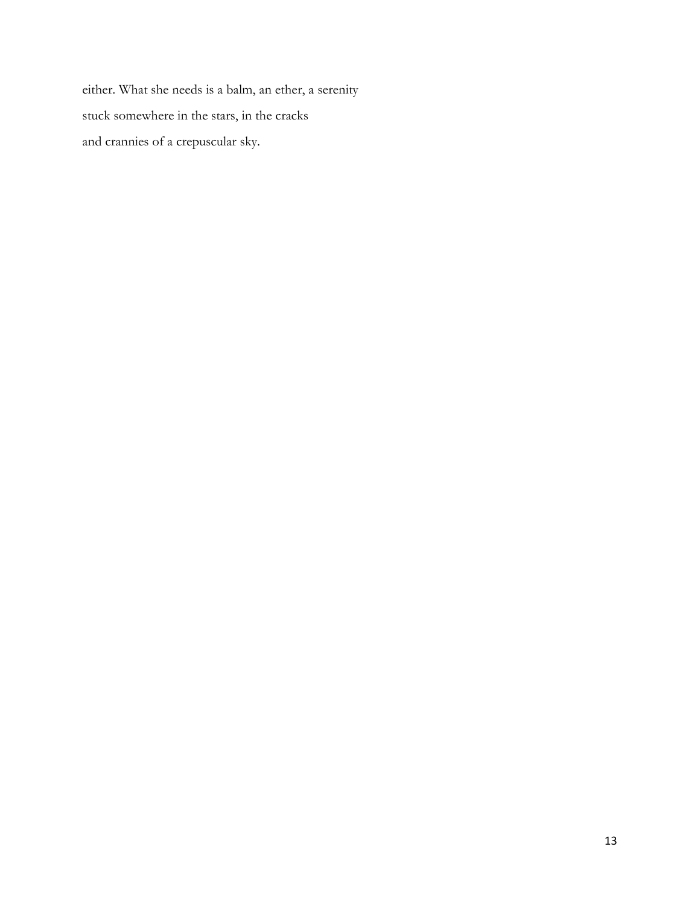either. What she needs is a balm, an ether, a serenity  
stuck somewhere in the stars, in the cracks  
and crannies of a crepuscular sky.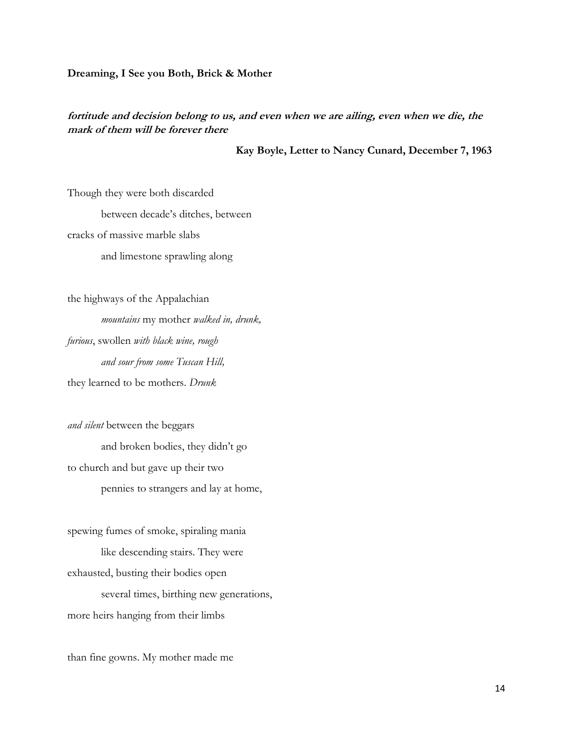**Dreaming, I See you Both, Brick & Mother**

***fortitude and decision belong to us, and even when we are ailing, even when we die, the mark of them will be forever there***

**Kay Boyle, Letter to Nancy Cunard, December 7, 1963**

Though they were both discarded  
&nbsp;&nbsp;&nbsp;&nbsp;&nbsp;&nbsp;&nbsp;&nbsp;between decade's ditches, between  
cracks of massive marble slabs  
&nbsp;&nbsp;&nbsp;&nbsp;&nbsp;&nbsp;&nbsp;&nbsp;and limestone sprawling along

the highways of the Appalachian  
&nbsp;&nbsp;&nbsp;&nbsp;&nbsp;&nbsp;&nbsp;&nbsp;*mountains* my mother *walked in, drunk,*  
*furious*, swollen *with black wine, rough*  
&nbsp;&nbsp;&nbsp;&nbsp;&nbsp;&nbsp;&nbsp;&nbsp;*and sour from some Tuscan Hill,*  
they learned to be mothers. *Drunk*

*and silent* between the beggars  
&nbsp;&nbsp;&nbsp;&nbsp;&nbsp;&nbsp;&nbsp;&nbsp;and broken bodies, they didn't go  
to church and but gave up their two  
&nbsp;&nbsp;&nbsp;&nbsp;&nbsp;&nbsp;&nbsp;&nbsp;pennies to strangers and lay at home,

spewing fumes of smoke, spiraling mania  
&nbsp;&nbsp;&nbsp;&nbsp;&nbsp;&nbsp;&nbsp;&nbsp;like descending stairs. They were  
exhausted, busting their bodies open  
&nbsp;&nbsp;&nbsp;&nbsp;&nbsp;&nbsp;&nbsp;&nbsp;several times, birthing new generations,  
more heirs hanging from their limbs

than fine gowns. My mother made me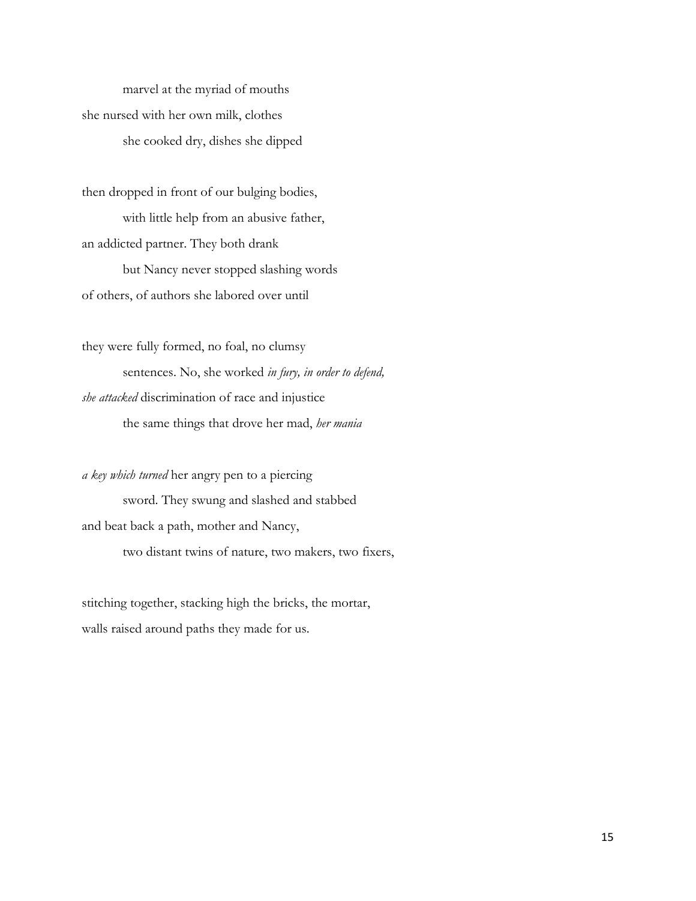marvel at the myriad of mouths
she nursed with her own milk, clothes
she cooked dry, dishes she dipped

then dropped in front of our bulging bodies,
with little help from an abusive father,
an addicted partner. They both drank
but Nancy never stopped slashing words
of others, of authors she labored over until

they were fully formed, no foal, no clumsy
sentences. No, she worked *in fury, in order to defend,*
*she attacked* discrimination of race and injustice
the same things that drove her mad, *her mania*

*a key which turned* her angry pen to a piercing
sword. They swung and slashed and stabbed
and beat back a path, mother and Nancy,
two distant twins of nature, two makers, two fixers,

stitching together, stacking high the bricks, the mortar,
walls raised around paths they made for us.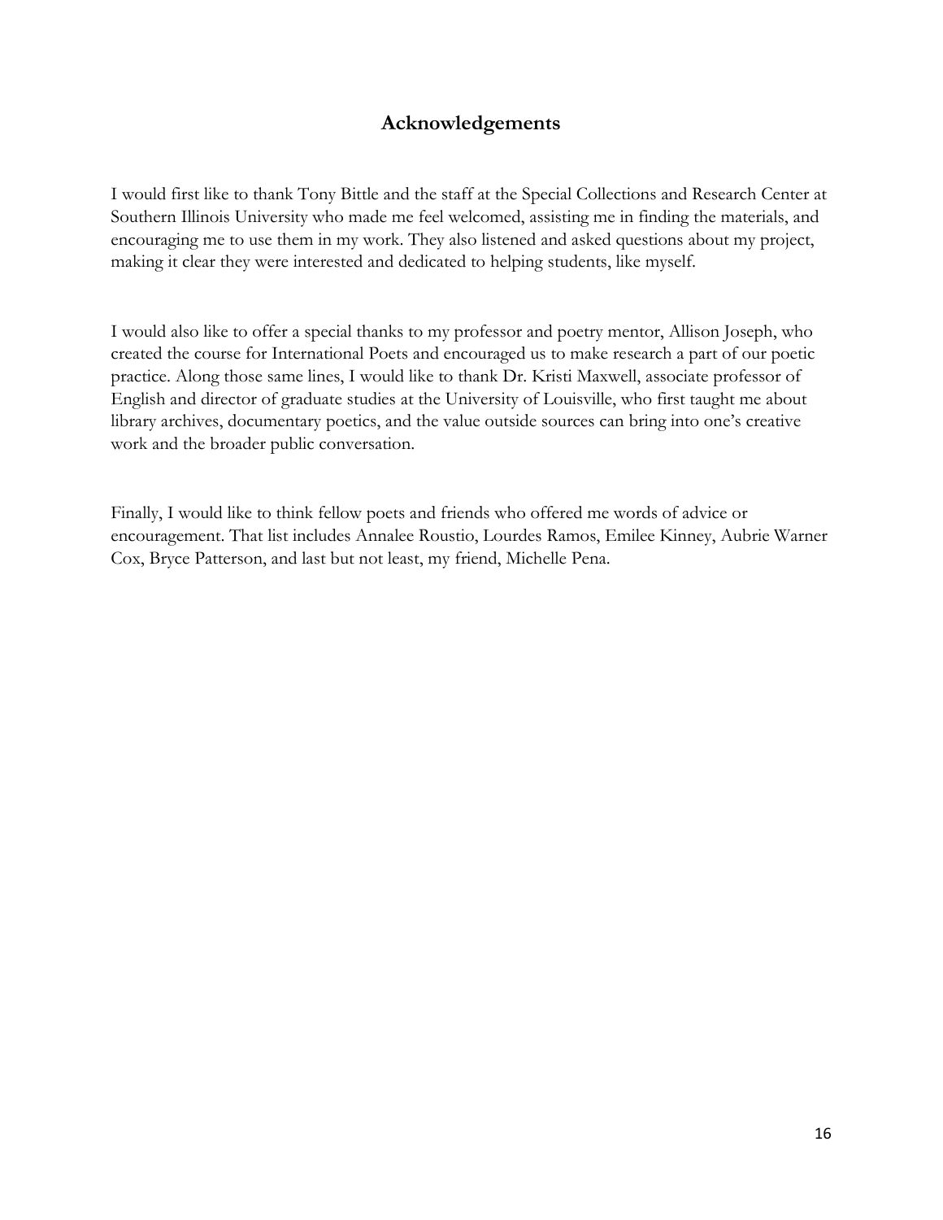## Acknowledgements

I would first like to thank Tony Bittle and the staff at the Special Collections and Research Center at Southern Illinois University who made me feel welcomed, assisting me in finding the materials, and encouraging me to use them in my work. They also listened and asked questions about my project, making it clear they were interested and dedicated to helping students, like myself.

I would also like to offer a special thanks to my professor and poetry mentor, Allison Joseph, who created the course for International Poets and encouraged us to make research a part of our poetic practice. Along those same lines, I would like to thank Dr. Kristi Maxwell, associate professor of English and director of graduate studies at the University of Louisville, who first taught me about library archives, documentary poetics, and the value outside sources can bring into one's creative work and the broader public conversation.

Finally, I would like to think fellow poets and friends who offered me words of advice or encouragement. That list includes Annalee Roustio, Lourdes Ramos, Emilee Kinney, Aubrie Warner Cox, Bryce Patterson, and last but not least, my friend, Michelle Pena.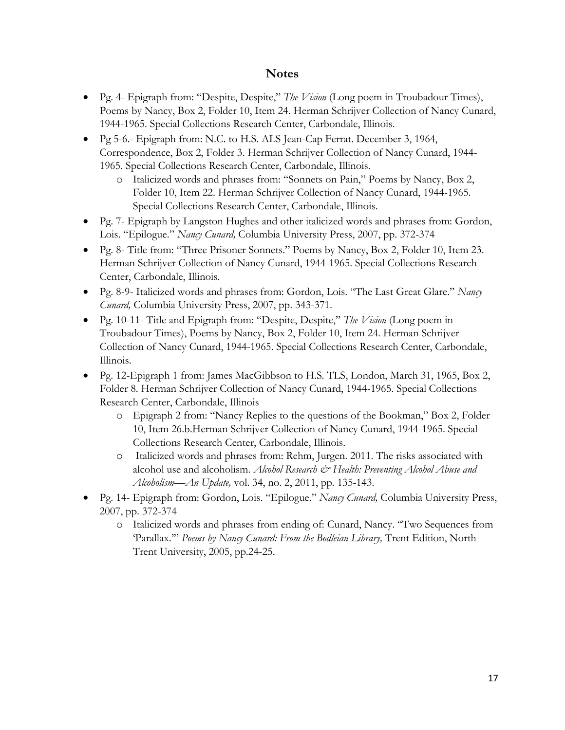## Notes

- Pg. 4- Epigraph from: "Despite, Despite," *The Vision* (Long poem in Troubadour Times), Poems by Nancy, Box 2, Folder 10, Item 24. Herman Schrijver Collection of Nancy Cunard, 1944-1965. Special Collections Research Center, Carbondale, Illinois.
- Pg 5-6.- Epigraph from: N.C. to H.S. ALS Jean-Cap Ferrat. December 3, 1964, Correspondence, Box 2, Folder 3. Herman Schrijver Collection of Nancy Cunard, 1944-1965. Special Collections Research Center, Carbondale, Illinois.
    - Italicized words and phrases from: "Sonnets on Pain," Poems by Nancy, Box 2, Folder 10, Item 22. Herman Schrijver Collection of Nancy Cunard, 1944-1965. Special Collections Research Center, Carbondale, Illinois.
- Pg. 7- Epigraph by Langston Hughes and other italicized words and phrases from: Gordon, Lois. "Epilogue." *Nancy Cunard,* Columbia University Press, 2007, pp. 372-374
- Pg. 8- Title from: "Three Prisoner Sonnets." Poems by Nancy, Box 2, Folder 10, Item 23. Herman Schrijver Collection of Nancy Cunard, 1944-1965. Special Collections Research Center, Carbondale, Illinois.
- Pg. 8-9- Italicized words and phrases from: Gordon, Lois. "The Last Great Glare." *Nancy Cunard,* Columbia University Press, 2007, pp. 343-371.
- Pg. 10-11- Title and Epigraph from: "Despite, Despite," *The Vision* (Long poem in Troubadour Times), Poems by Nancy, Box 2, Folder 10, Item 24. Herman Schrijver Collection of Nancy Cunard, 1944-1965. Special Collections Research Center, Carbondale, Illinois.
- Pg. 12-Epigraph 1 from: James MacGibbson to H.S. TLS, London, March 31, 1965, Box 2, Folder 8. Herman Schrijver Collection of Nancy Cunard, 1944-1965. Special Collections Research Center, Carbondale, Illinois
    - Epigraph 2 from: "Nancy Replies to the questions of the Bookman," Box 2, Folder 10, Item 26.b.Herman Schrijver Collection of Nancy Cunard, 1944-1965. Special Collections Research Center, Carbondale, Illinois.
    - Italicized words and phrases from: Rehm, Jurgen. 2011. The risks associated with alcohol use and alcoholism. *Alcohol Research & Health: Preventing Alcohol Abuse and Alcoholism—An Update,* vol. 34, no. 2, 2011, pp. 135-143.
- Pg. 14- Epigraph from: Gordon, Lois. "Epilogue." *Nancy Cunard,* Columbia University Press, 2007, pp. 372-374
    - Italicized words and phrases from ending of: Cunard, Nancy. "Two Sequences from 'Parallax.'" *Poems by Nancy Cunard: From the Bodleian Library,* Trent Edition, North Trent University, 2005, pp.24-25.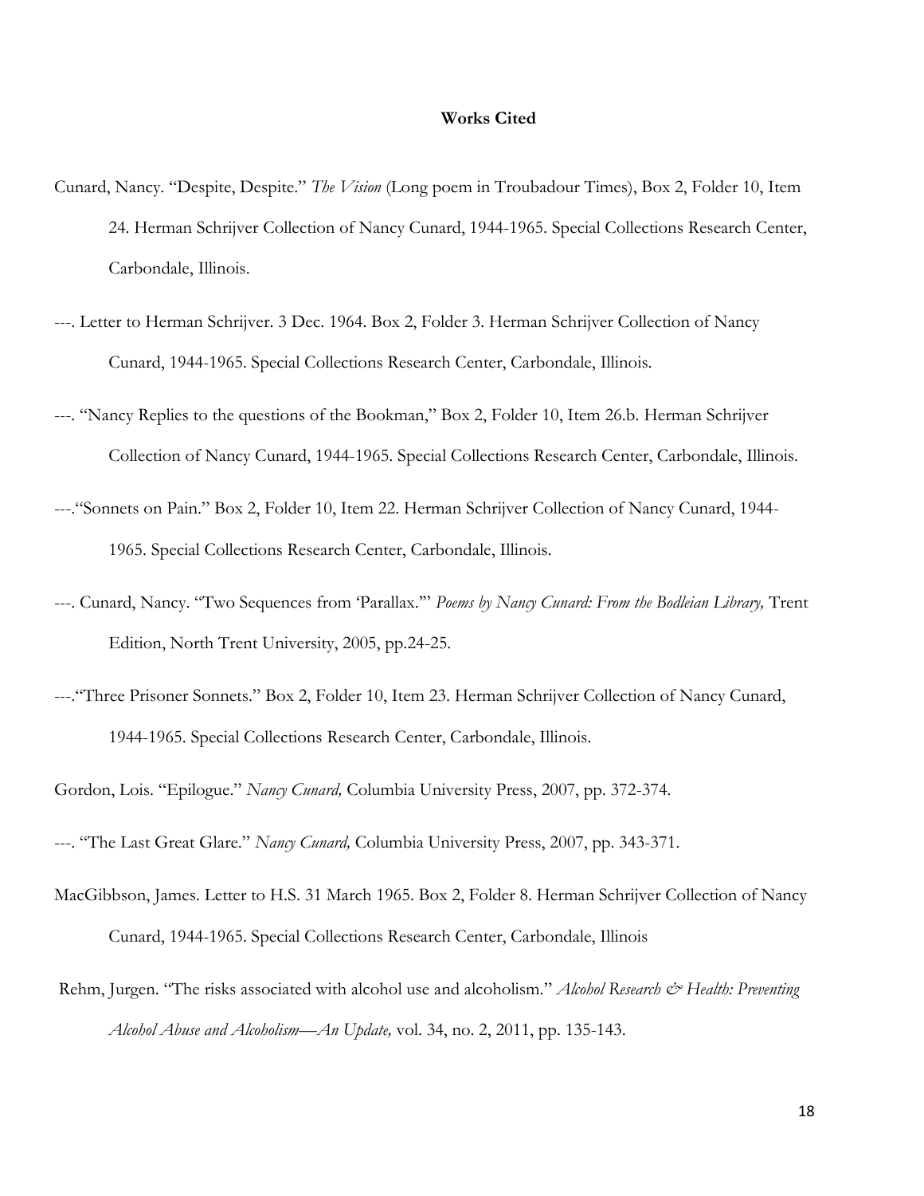**Works Cited**

Cunard, Nancy. "Despite, Despite." *The Vision* (Long poem in Troubadour Times), Box 2, Folder 10, Item 24. Herman Schrijver Collection of Nancy Cunard, 1944-1965. Special Collections Research Center, Carbondale, Illinois.

---. Letter to Herman Schrijver. 3 Dec. 1964. Box 2, Folder 3. Herman Schrijver Collection of Nancy Cunard, 1944-1965. Special Collections Research Center, Carbondale, Illinois.

---. "Nancy Replies to the questions of the Bookman," Box 2, Folder 10, Item 26.b. Herman Schrijver Collection of Nancy Cunard, 1944-1965. Special Collections Research Center, Carbondale, Illinois.

---."Sonnets on Pain." Box 2, Folder 10, Item 22. Herman Schrijver Collection of Nancy Cunard, 1944-1965. Special Collections Research Center, Carbondale, Illinois.

---. Cunard, Nancy. "Two Sequences from 'Parallax.'" *Poems by Nancy Cunard: From the Bodleian Library,* Trent Edition, North Trent University, 2005, pp.24-25.

---."Three Prisoner Sonnets." Box 2, Folder 10, Item 23. Herman Schrijver Collection of Nancy Cunard, 1944-1965. Special Collections Research Center, Carbondale, Illinois.

Gordon, Lois. "Epilogue." *Nancy Cunard,* Columbia University Press, 2007, pp. 372-374.

---. "The Last Great Glare." *Nancy Cunard,* Columbia University Press, 2007, pp. 343-371.

MacGibbson, James. Letter to H.S. 31 March 1965. Box 2, Folder 8. Herman Schrijver Collection of Nancy Cunard, 1944-1965. Special Collections Research Center, Carbondale, Illinois

Rehm, Jurgen. "The risks associated with alcohol use and alcoholism." *Alcohol Research & Health: Preventing Alcohol Abuse and Alcoholism—An Update,* vol. 34, no. 2, 2011, pp. 135-143.